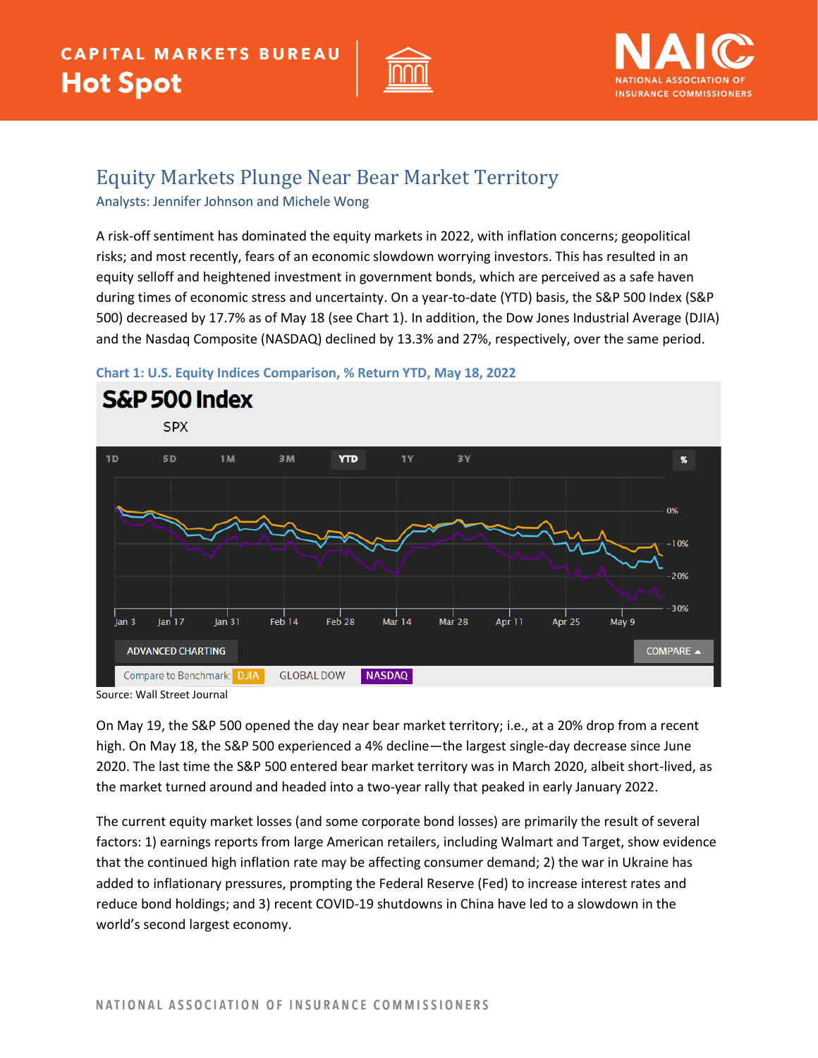# Equity Markets Plunge Near Bear Market Territory

Analysts: Jennifer Johnson and Michele Wong

A risk-off sentiment has dominated the equity markets in 2022, with inflation concerns; geopolitical risks; and most recently, fears of an economic slowdown worrying investors. This has resulted in an equity selloff and heightened investment in government bonds, which are perceived as a safe haven during times of economic stress and uncertainty. On a year-to-date (YTD) basis, the S&P 500 Index (S&P 500) decreased by 17.7% as of May 18 (see Chart 1). In addition, the Dow Jones Industrial Average (DJIA) and the Nasdaq Composite (NASDAQ) declined by 13.3% and 27%, respectively, over the same period.

**Chart 1: U.S. Equity Indices Comparison, % Return YTD, May 18, 2022**

Source: Wall Street Journal

On May 19, the S&P 500 opened the day near bear market territory; i.e., at a 20% drop from a recent high. On May 18, the S&P 500 experienced a 4% decline—the largest single-day decrease since June 2020. The last time the S&P 500 entered bear market territory was in March 2020, albeit short-lived, as the market turned around and headed into a two-year rally that peaked in early January 2022.

The current equity market losses (and some corporate bond losses) are primarily the result of several factors: 1) earnings reports from large American retailers, including Walmart and Target, show evidence that the continued high inflation rate may be affecting consumer demand; 2) the war in Ukraine has added to inflationary pressures, prompting the Federal Reserve (Fed) to increase interest rates and reduce bond holdings; and 3) recent COVID-19 shutdowns in China have led to a slowdown in the world's second largest economy.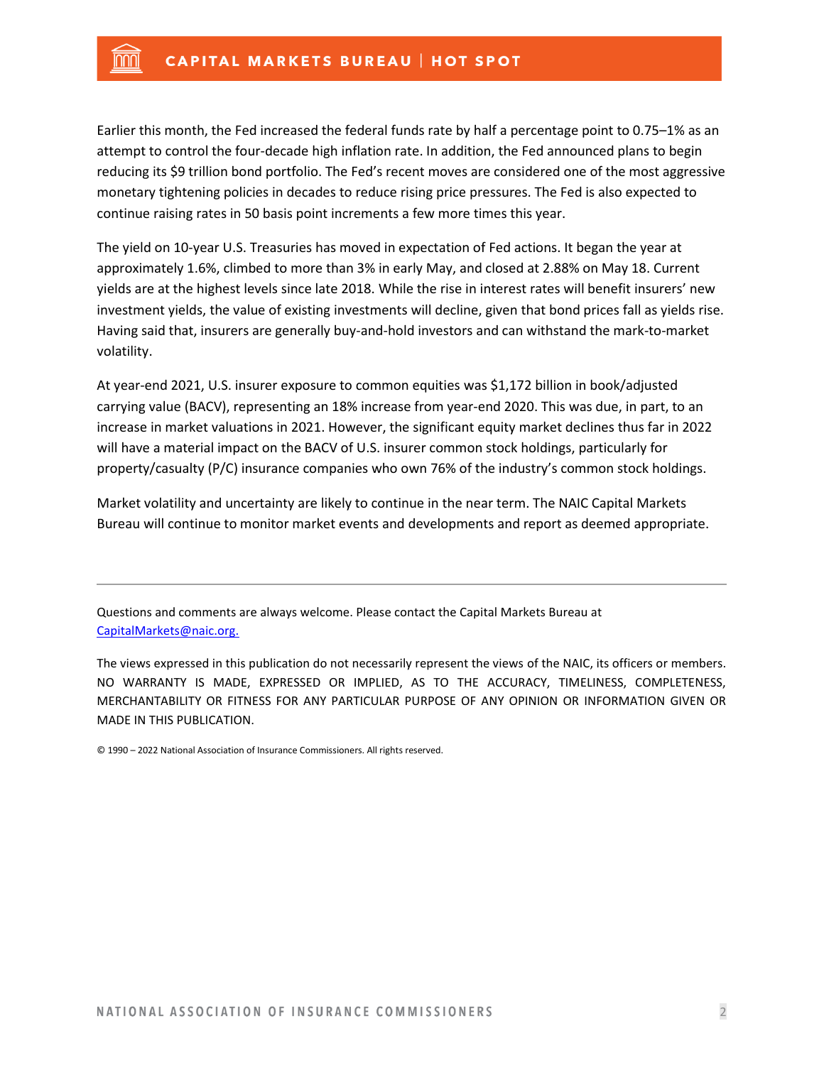Earlier this month, the Fed increased the federal funds rate by half a percentage point to 0.75–1% as an attempt to control the four-decade high inflation rate. In addition, the Fed announced plans to begin reducing its $9 trillion bond portfolio. The Fed's recent moves are considered one of the most aggressive monetary tightening policies in decades to reduce rising price pressures. The Fed is also expected to continue raising rates in 50 basis point increments a few more times this year.

The yield on 10-year U.S. Treasuries has moved in expectation of Fed actions. It began the year at approximately 1.6%, climbed to more than 3% in early May, and closed at 2.88% on May 18. Current yields are at the highest levels since late 2018. While the rise in interest rates will benefit insurers' new investment yields, the value of existing investments will decline, given that bond prices fall as yields rise. Having said that, insurers are generally buy-and-hold investors and can withstand the mark-to-market volatility.

At year-end 2021, U.S. insurer exposure to common equities was $1,172 billion in book/adjusted carrying value (BACV), representing an 18% increase from year-end 2020. This was due, in part, to an increase in market valuations in 2021. However, the significant equity market declines thus far in 2022 will have a material impact on the BACV of U.S. insurer common stock holdings, particularly for property/casualty (P/C) insurance companies who own 76% of the industry's common stock holdings.

Market volatility and uncertainty are likely to continue in the near term. The NAIC Capital Markets Bureau will continue to monitor market events and developments and report as deemed appropriate.

---

Questions and comments are always welcome. Please contact the Capital Markets Bureau at CapitalMarkets@naic.org.

The views expressed in this publication do not necessarily represent the views of the NAIC, its officers or members. NO WARRANTY IS MADE, EXPRESSED OR IMPLIED, AS TO THE ACCURACY, TIMELINESS, COMPLETENESS, MERCHANTABILITY OR FITNESS FOR ANY PARTICULAR PURPOSE OF ANY OPINION OR INFORMATION GIVEN OR MADE IN THIS PUBLICATION.

© 1990 – 2022 National Association of Insurance Commissioners. All rights reserved.